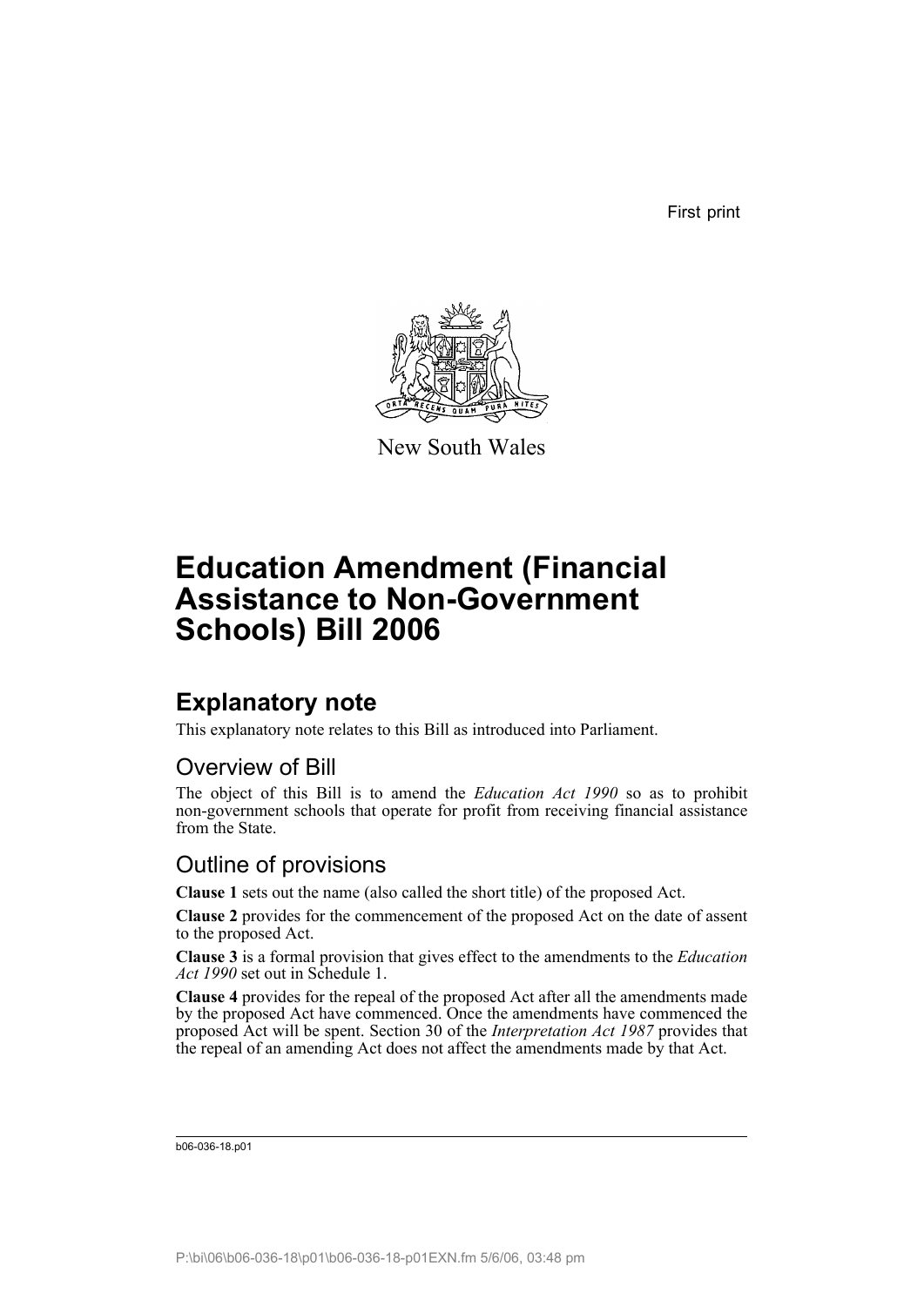First print

New South Wales

# Education Amendment (Financial Assistance to Non-Government Schools) Bill 2006

## Explanatory note

This explanatory note relates to this Bill as introduced into Parliament.

### Overview of Bill

The object of this Bill is to amend the *Education Act 1990* so as to prohibit non-government schools that operate for profit from receiving financial assistance from the State.

### Outline of provisions

**Clause 1** sets out the name (also called the short title) of the proposed Act.

**Clause 2** provides for the commencement of the proposed Act on the date of assent to the proposed Act.

**Clause 3** is a formal provision that gives effect to the amendments to the *Education Act 1990* set out in Schedule 1.

**Clause 4** provides for the repeal of the proposed Act after all the amendments made by the proposed Act have commenced. Once the amendments have commenced the proposed Act will be spent. Section 30 of the *Interpretation Act 1987* provides that the repeal of an amending Act does not affect the amendments made by that Act.

b06-036-18.p01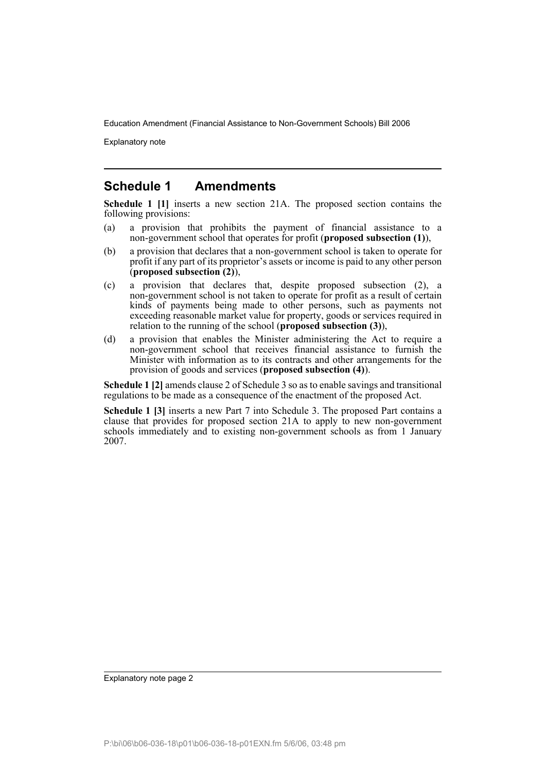## Schedule 1 Amendments

**Schedule 1 [1]** inserts a new section 21A. The proposed section contains the following provisions:

(a) a provision that prohibits the payment of financial assistance to a non-government school that operates for profit (**proposed subsection (1)**),

(b) a provision that declares that a non-government school is taken to operate for profit if any part of its proprietor's assets or income is paid to any other person (**proposed subsection (2)**),

(c) a provision that declares that, despite proposed subsection (2), a non-government school is not taken to operate for profit as a result of certain kinds of payments being made to other persons, such as payments not exceeding reasonable market value for property, goods or services required in relation to the running of the school (**proposed subsection (3)**),

(d) a provision that enables the Minister administering the Act to require a non-government school that receives financial assistance to furnish the Minister with information as to its contracts and other arrangements for the provision of goods and services (**proposed subsection (4)**).

**Schedule 1 [2]** amends clause 2 of Schedule 3 so as to enable savings and transitional regulations to be made as a consequence of the enactment of the proposed Act.

**Schedule 1 [3]** inserts a new Part 7 into Schedule 3. The proposed Part contains a clause that provides for proposed section 21A to apply to new non-government schools immediately and to existing non-government schools as from 1 January 2007.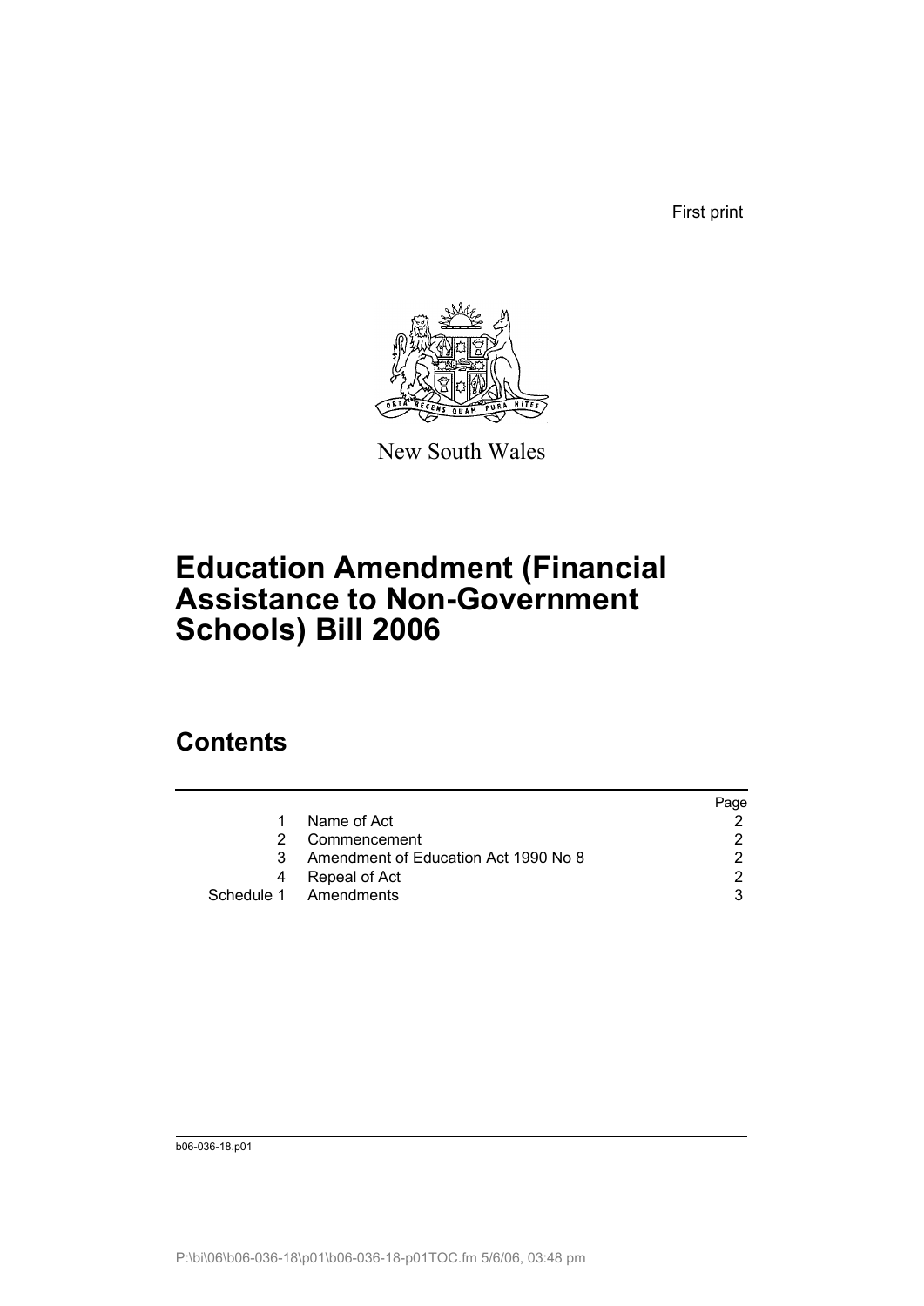First print

New South Wales

# Education Amendment (Financial Assistance to Non-Government Schools) Bill 2006

## Contents

| | | Page |
|---|---|---|
| 1 | Name of Act | 2 |
| 2 | Commencement | 2 |
| 3 | Amendment of Education Act 1990 No 8 | 2 |
| 4 | Repeal of Act | 2 |
| Schedule 1 | Amendments | 3 |

b06-036-18.p01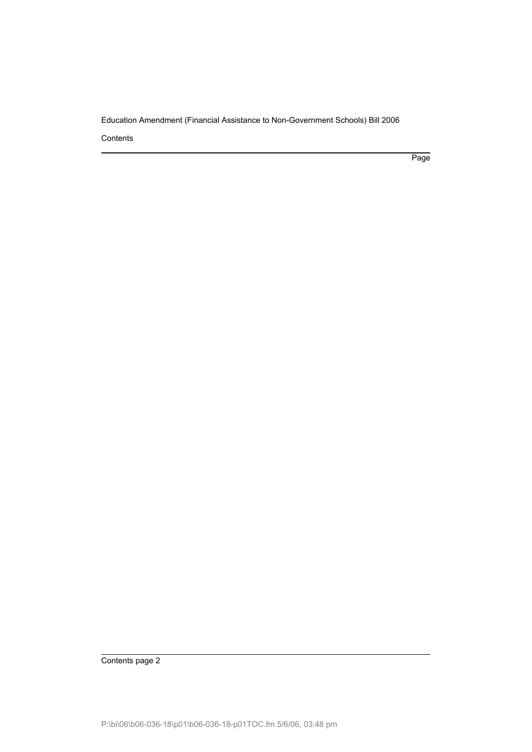Contents

Page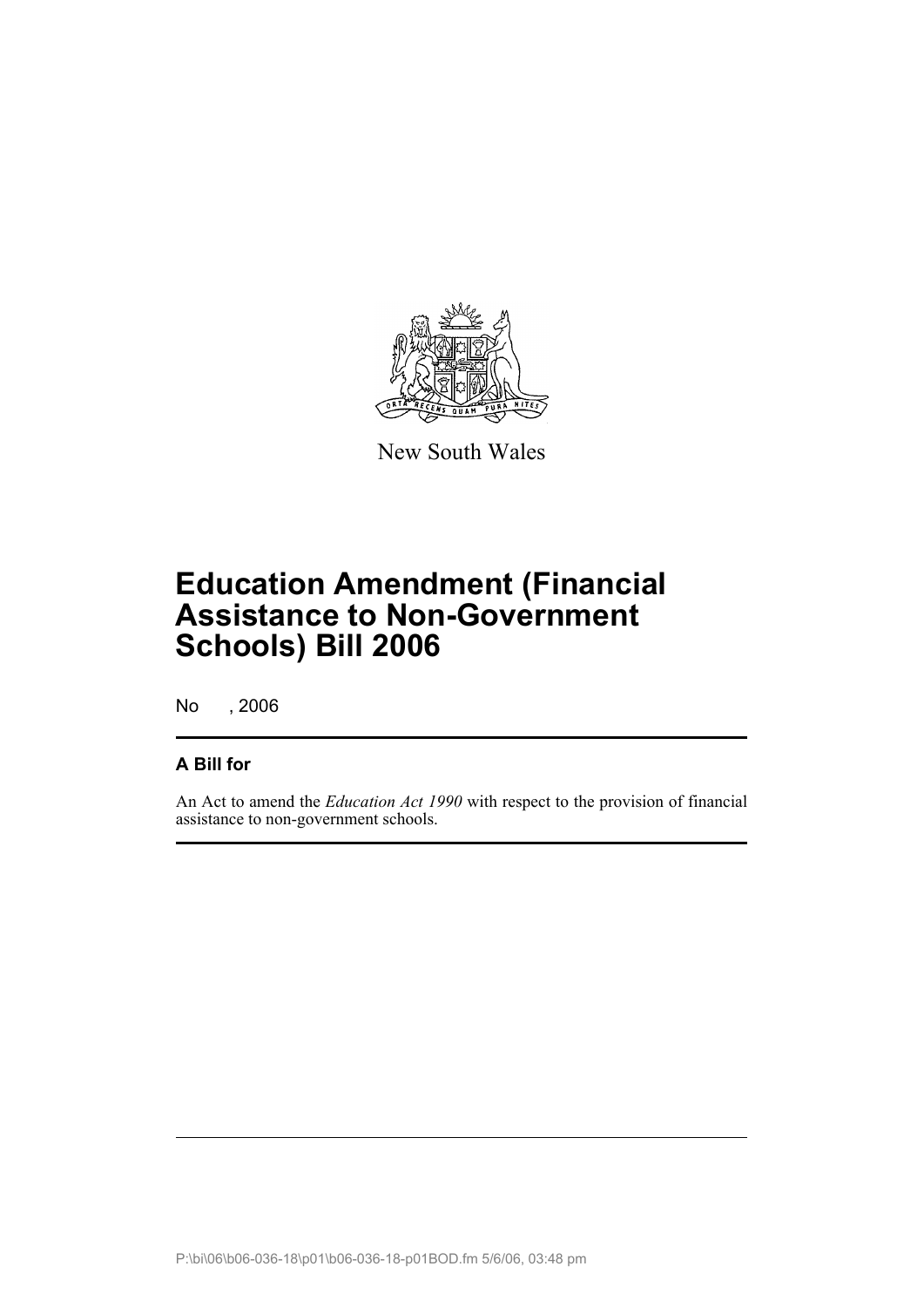New South Wales

# Education Amendment (Financial Assistance to Non-Government Schools) Bill 2006

No , 2006

**A Bill for**

An Act to amend the *Education Act 1990* with respect to the provision of financial assistance to non-government schools.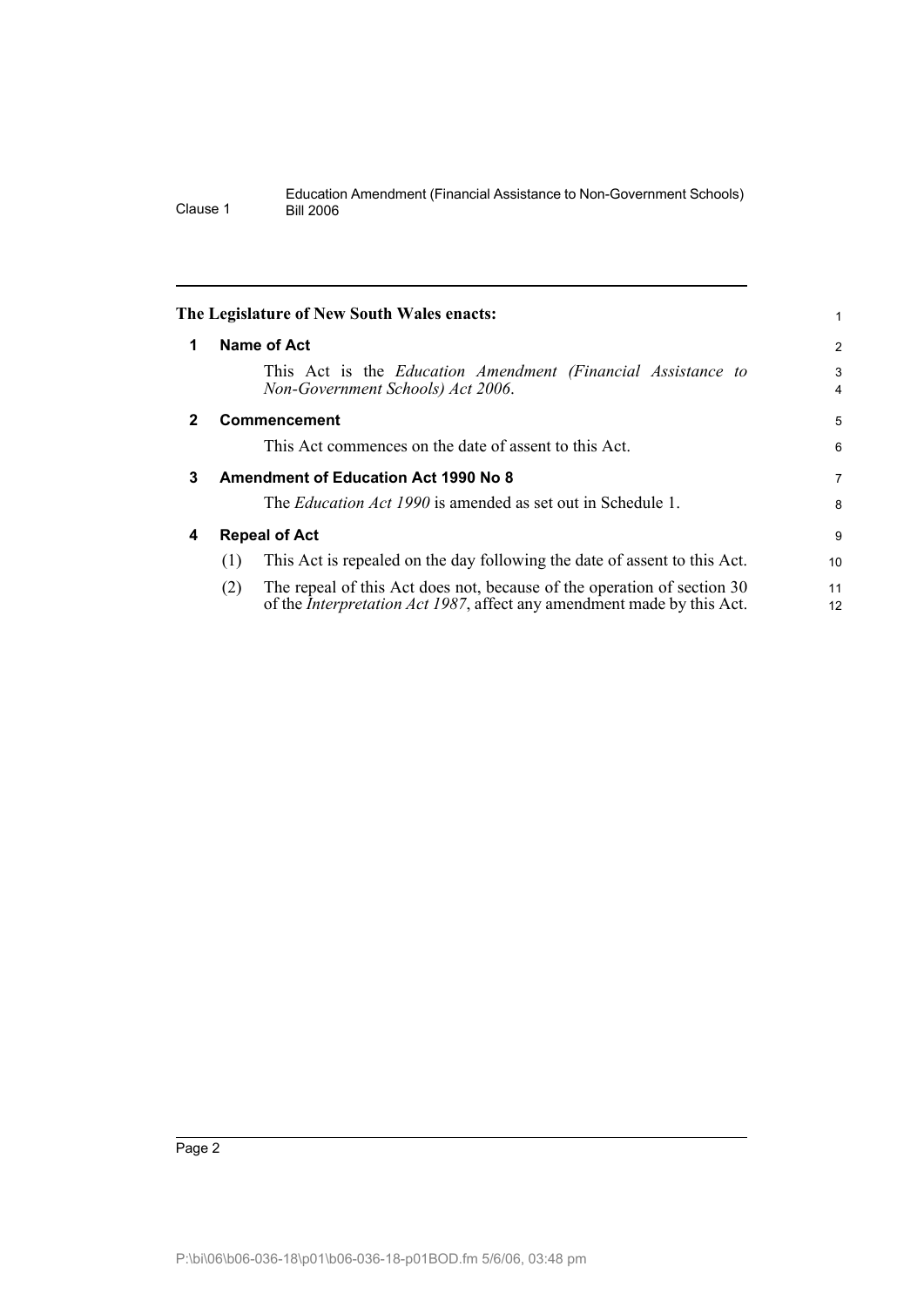**The Legislature of New South Wales enacts:**

## 1 Name of Act

This Act is the *Education Amendment (Financial Assistance to Non-Government Schools) Act 2006*.

## 2 Commencement

This Act commences on the date of assent to this Act.

## 3 Amendment of Education Act 1990 No 8

The *Education Act 1990* is amended as set out in Schedule 1.

## 4 Repeal of Act

(1) This Act is repealed on the day following the date of assent to this Act.

(2) The repeal of this Act does not, because of the operation of section 30 of the *Interpretation Act 1987*, affect any amendment made by this Act.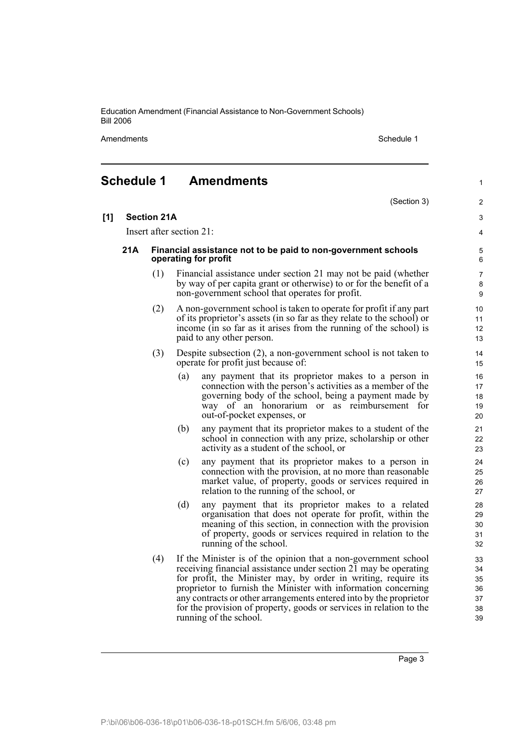# Schedule 1 Amendments

(Section 3)

**[1] Section 21A**

Insert after section 21:

**21A Financial assistance not to be paid to non-government schools operating for profit**

(1) Financial assistance under section 21 may not be paid (whether by way of per capita grant or otherwise) to or for the benefit of a non-government school that operates for profit.

(2) A non-government school is taken to operate for profit if any part of its proprietor's assets (in so far as they relate to the school) or income (in so far as it arises from the running of the school) is paid to any other person.

(3) Despite subsection (2), a non-government school is not taken to operate for profit just because of:

(a) any payment that its proprietor makes to a person in connection with the person's activities as a member of the governing body of the school, being a payment made by way of an honorarium or as reimbursement for out-of-pocket expenses, or

(b) any payment that its proprietor makes to a student of the school in connection with any prize, scholarship or other activity as a student of the school, or

(c) any payment that its proprietor makes to a person in connection with the provision, at no more than reasonable market value, of property, goods or services required in relation to the running of the school, or

(d) any payment that its proprietor makes to a related organisation that does not operate for profit, within the meaning of this section, in connection with the provision of property, goods or services required in relation to the running of the school.

(4) If the Minister is of the opinion that a non-government school receiving financial assistance under section 21 may be operating for profit, the Minister may, by order in writing, require its proprietor to furnish the Minister with information concerning any contracts or other arrangements entered into by the proprietor for the provision of property, goods or services in relation to the running of the school.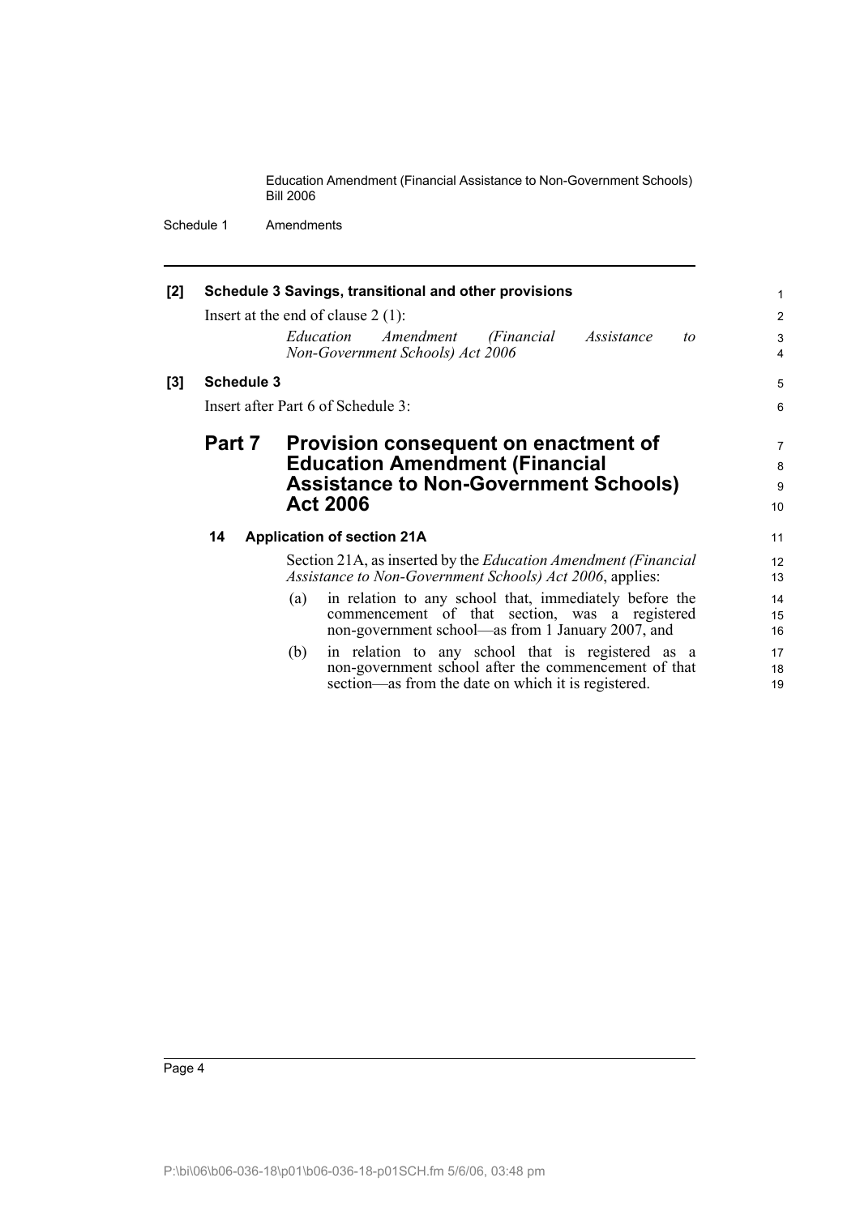**[2] Schedule 3 Savings, transitional and other provisions**

Insert at the end of clause 2 (1):

*Education Amendment (Financial Assistance to Non-Government Schools) Act 2006*

**[3] Schedule 3**

Insert after Part 6 of Schedule 3:

## Part 7 Provision consequent on enactment of Education Amendment (Financial Assistance to Non-Government Schools) Act 2006

### 14 Application of section 21A

Section 21A, as inserted by the *Education Amendment (Financial Assistance to Non-Government Schools) Act 2006*, applies:

(a) in relation to any school that, immediately before the commencement of that section, was a registered non-government school—as from 1 January 2007, and

(b) in relation to any school that is registered as a non-government school after the commencement of that section—as from the date on which it is registered.